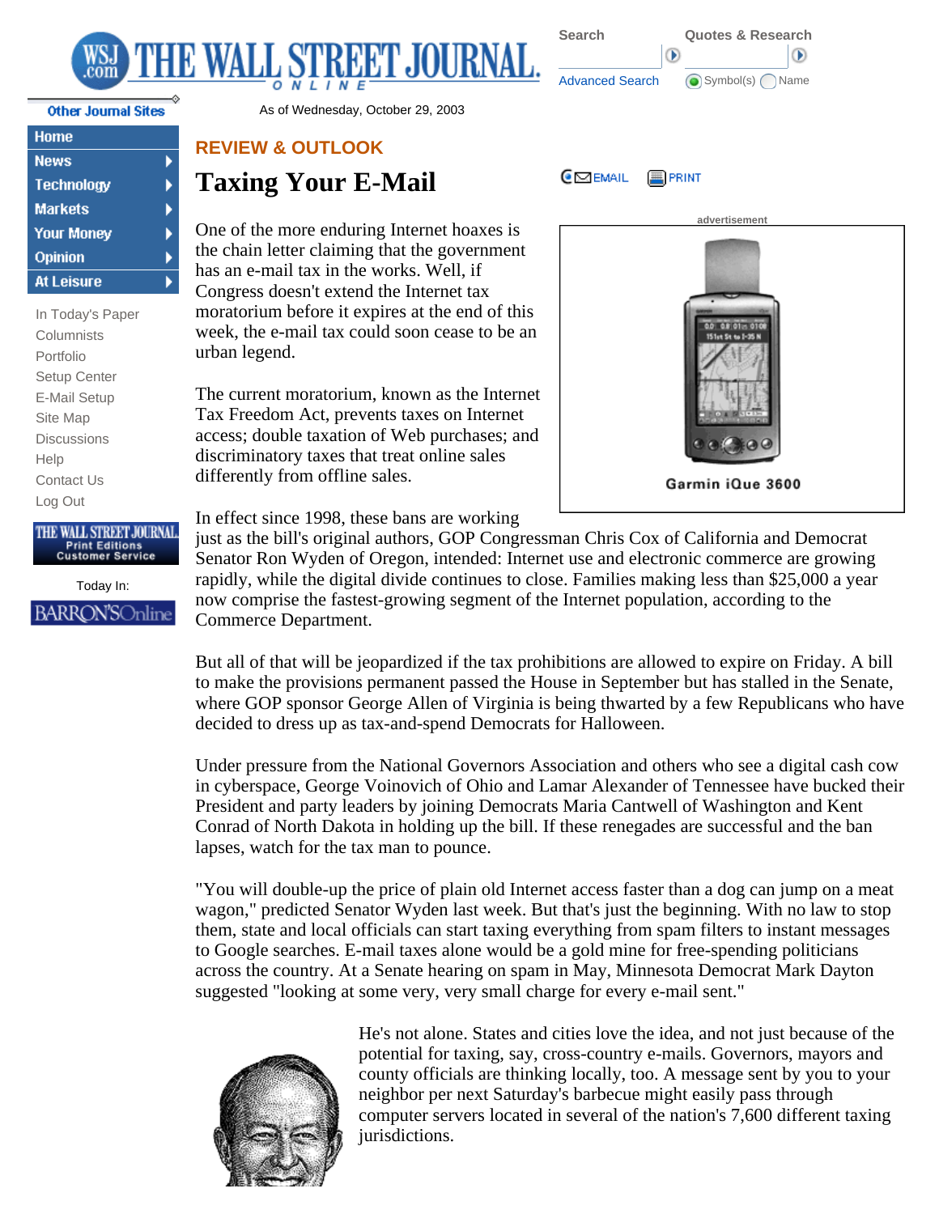As of Wednesday, October 29, 2003

REVIEW & OUTLOOK

# Taxing Your E-Mail

One of the more enduring Internet hoaxes is the chain letter claiming that the government has an e-mail tax in the works. Well, if Congress doesn't extend the Internet tax moratorium before it expires at the end of this week, the e-mail tax could soon cease to be an urban legend.

The current moratorium, known as the Internet Tax Freedom Act, prevents taxes on Internet access; double taxation of Web purchases; and discriminatory taxes that treat online sales differently from offline sales.

In effect since 1998, these bans are working just as the bill's original authors, GOP Congressman Chris Cox of California and Democrat Senator Ron Wyden of Oregon, intended: Internet use and electronic commerce are growing rapidly, while the digital divide continues to close. Families making less than $25,000 a year now comprise the fastest-growing segment of the Internet population, according to the Commerce Department.

But all of that will be jeopardized if the tax prohibitions are allowed to expire on Friday. A bill to make the provisions permanent passed the House in September but has stalled in the Senate, where GOP sponsor George Allen of Virginia is being thwarted by a few Republicans who have decided to dress up as tax-and-spend Democrats for Halloween.

Under pressure from the National Governors Association and others who see a digital cash cow in cyberspace, George Voinovich of Ohio and Lamar Alexander of Tennessee have bucked their President and party leaders by joining Democrats Maria Cantwell of Washington and Kent Conrad of North Dakota in holding up the bill. If these renegades are successful and the ban lapses, watch for the tax man to pounce.

"You will double-up the price of plain old Internet access faster than a dog can jump on a meat wagon," predicted Senator Wyden last week. But that's just the beginning. With no law to stop them, state and local officials can start taxing everything from spam filters to instant messages to Google searches. E-mail taxes alone would be a gold mine for free-spending politicians across the country. At a Senate hearing on spam in May, Minnesota Democrat Mark Dayton suggested "looking at some very, very small charge for every e-mail sent."

He's not alone. States and cities love the idea, and not just because of the potential for taxing, say, cross-country e-mails. Governors, mayors and county officials are thinking locally, too. A message sent by you to your neighbor per next Saturday's barbecue might easily pass through computer servers located in several of the nation's 7,600 different taxing jurisdictions.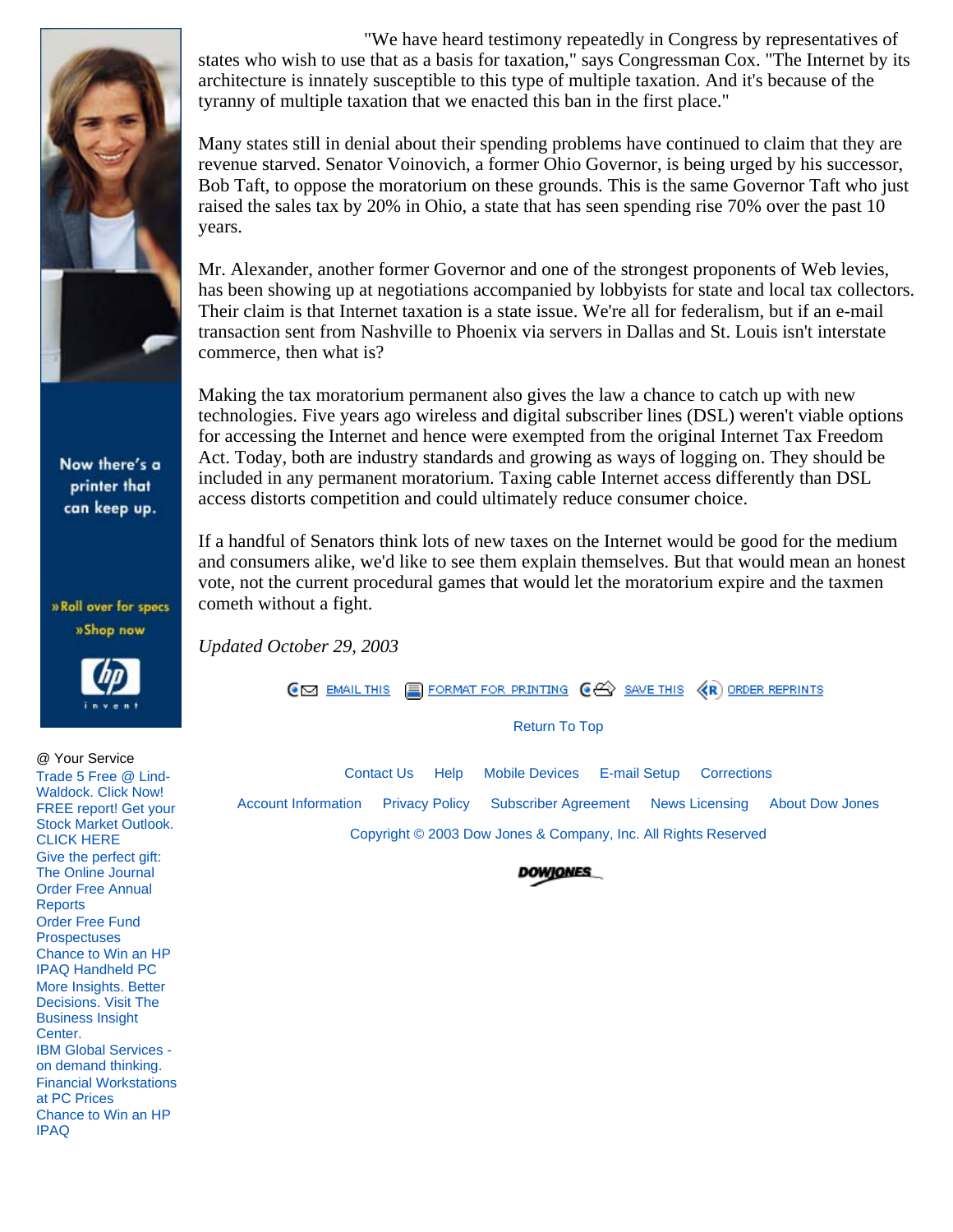"We have heard testimony repeatedly in Congress by representatives of states who wish to use that as a basis for taxation," says Congressman Cox. "The Internet by its architecture is innately susceptible to this type of multiple taxation. And it's because of the tyranny of multiple taxation that we enacted this ban in the first place."

Many states still in denial about their spending problems have continued to claim that they are revenue starved. Senator Voinovich, a former Ohio Governor, is being urged by his successor, Bob Taft, to oppose the moratorium on these grounds. This is the same Governor Taft who just raised the sales tax by 20% in Ohio, a state that has seen spending rise 70% over the past 10 years.

Mr. Alexander, another former Governor and one of the strongest proponents of Web levies, has been showing up at negotiations accompanied by lobbyists for state and local tax collectors. Their claim is that Internet taxation is a state issue. We're all for federalism, but if an e-mail transaction sent from Nashville to Phoenix via servers in Dallas and St. Louis isn't interstate commerce, then what is?

Making the tax moratorium permanent also gives the law a chance to catch up with new technologies. Five years ago wireless and digital subscriber lines (DSL) weren't viable options for accessing the Internet and hence were exempted from the original Internet Tax Freedom Act. Today, both are industry standards and growing as ways of logging on. They should be included in any permanent moratorium. Taxing cable Internet access differently than DSL access distorts competition and could ultimately reduce consumer choice.

If a handful of Senators think lots of new taxes on the Internet would be good for the medium and consumers alike, we'd like to see them explain themselves. But that would mean an honest vote, not the current procedural games that would let the moratorium expire and the taxmen cometh without a fight.

*Updated October 29, 2003*

EMAIL THIS | FORMAT FOR PRINTING | SAVE THIS | ORDER REPRINTS

Return To Top

Contact Us | Help | Mobile Devices | E-mail Setup | Corrections

Account Information | Privacy Policy | Subscriber Agreement | News Licensing | About Dow Jones

Copyright © 2003 Dow Jones & Company, Inc. All Rights Reserved

Now there's a printer that can keep up.

» Roll over for specs
» Shop now

invent

@ Your Service
- Trade 5 Free @ Lind-Waldock. Click Now!
- FREE report! Get your Stock Market Outlook. CLICK HERE
- Give the perfect gift: The Online Journal
- Order Free Annual Reports
- Order Free Fund Prospectuses
- Chance to Win an HP IPAQ Handheld PC
- More Insights. Better Decisions. Visit The Business Insight Center.
- IBM Global Services - on demand thinking.
- Financial Workstations at PC Prices
- Chance to Win an HP IPAQ